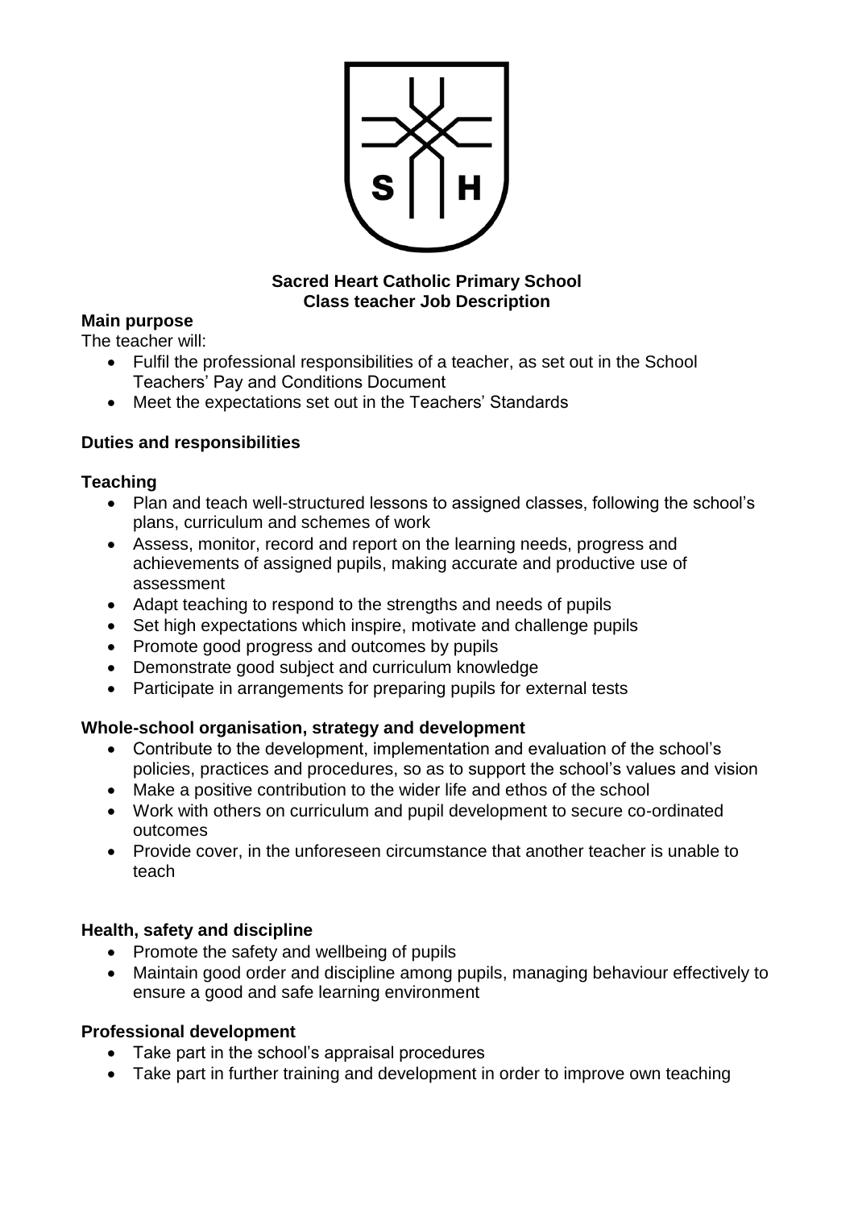**Sacred Heart Catholic Primary School**
**Class teacher Job Description**

## Main purpose

The teacher will:

- Fulfil the professional responsibilities of a teacher, as set out in the School Teachers' Pay and Conditions Document
- Meet the expectations set out in the Teachers' Standards

## Duties and responsibilities

### Teaching

- Plan and teach well-structured lessons to assigned classes, following the school's plans, curriculum and schemes of work
- Assess, monitor, record and report on the learning needs, progress and achievements of assigned pupils, making accurate and productive use of assessment
- Adapt teaching to respond to the strengths and needs of pupils
- Set high expectations which inspire, motivate and challenge pupils
- Promote good progress and outcomes by pupils
- Demonstrate good subject and curriculum knowledge
- Participate in arrangements for preparing pupils for external tests

### Whole-school organisation, strategy and development

- Contribute to the development, implementation and evaluation of the school's policies, practices and procedures, so as to support the school's values and vision
- Make a positive contribution to the wider life and ethos of the school
- Work with others on curriculum and pupil development to secure co-ordinated outcomes
- Provide cover, in the unforeseen circumstance that another teacher is unable to teach

### Health, safety and discipline

- Promote the safety and wellbeing of pupils
- Maintain good order and discipline among pupils, managing behaviour effectively to ensure a good and safe learning environment

### Professional development

- Take part in the school's appraisal procedures
- Take part in further training and development in order to improve own teaching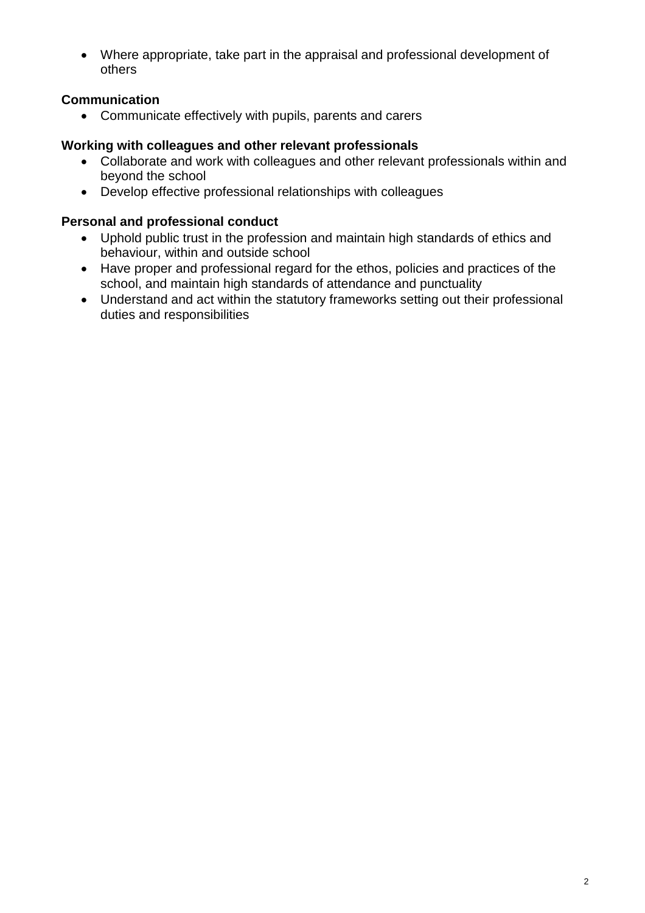- Where appropriate, take part in the appraisal and professional development of others

**Communication**

- Communicate effectively with pupils, parents and carers

**Working with colleagues and other relevant professionals**

- Collaborate and work with colleagues and other relevant professionals within and beyond the school
- Develop effective professional relationships with colleagues

**Personal and professional conduct**

- Uphold public trust in the profession and maintain high standards of ethics and behaviour, within and outside school
- Have proper and professional regard for the ethos, policies and practices of the school, and maintain high standards of attendance and punctuality
- Understand and act within the statutory frameworks setting out their professional duties and responsibilities